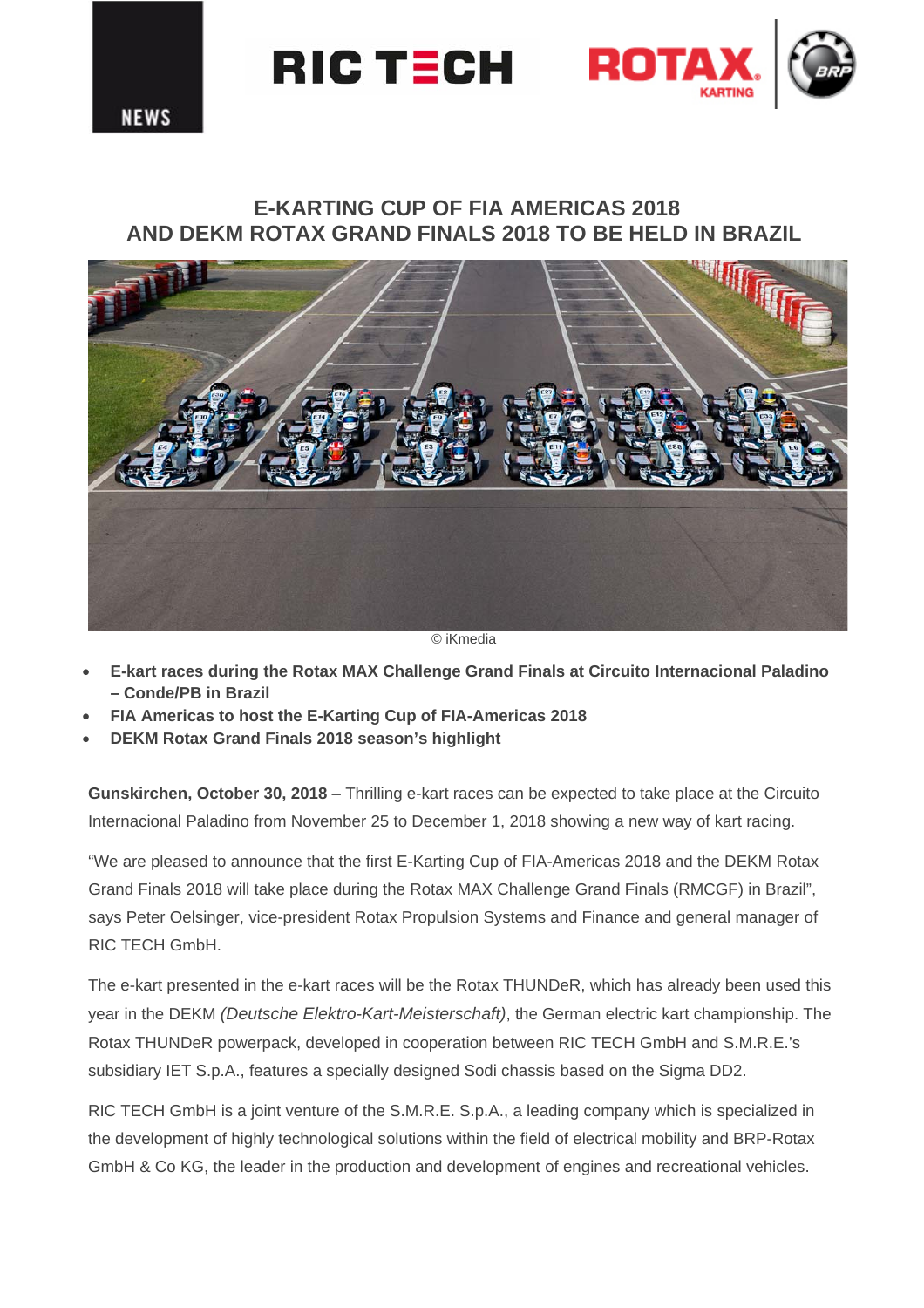NEWS

# E-KARTING CUP OF FIA AMERICAS 2018
# AND DEKM ROTAX GRAND FINALS 2018 TO BE HELD IN BRAZIL

© iKmedia

- **E-kart races during the Rotax MAX Challenge Grand Finals at Circuito Internacional Paladino – Conde/PB in Brazil**
- **FIA Americas to host the E-Karting Cup of FIA-Americas 2018**
- **DEKM Rotax Grand Finals 2018 season's highlight**

**Gunskirchen, October 30, 2018** – Thrilling e-kart races can be expected to take place at the Circuito Internacional Paladino from November 25 to December 1, 2018 showing a new way of kart racing.

"We are pleased to announce that the first E-Karting Cup of FIA-Americas 2018 and the DEKM Rotax Grand Finals 2018 will take place during the Rotax MAX Challenge Grand Finals (RMCGF) in Brazil", says Peter Oelsinger, vice-president Rotax Propulsion Systems and Finance and general manager of RIC TECH GmbH.

The e-kart presented in the e-kart races will be the Rotax THUNDeR, which has already been used this year in the DEKM *(Deutsche Elektro-Kart-Meisterschaft)*, the German electric kart championship. The Rotax THUNDeR powerpack, developed in cooperation between RIC TECH GmbH and S.M.R.E.'s subsidiary IET S.p.A., features a specially designed Sodi chassis based on the Sigma DD2.

RIC TECH GmbH is a joint venture of the S.M.R.E. S.p.A., a leading company which is specialized in the development of highly technological solutions within the field of electrical mobility and BRP-Rotax GmbH & Co KG, the leader in the production and development of engines and recreational vehicles.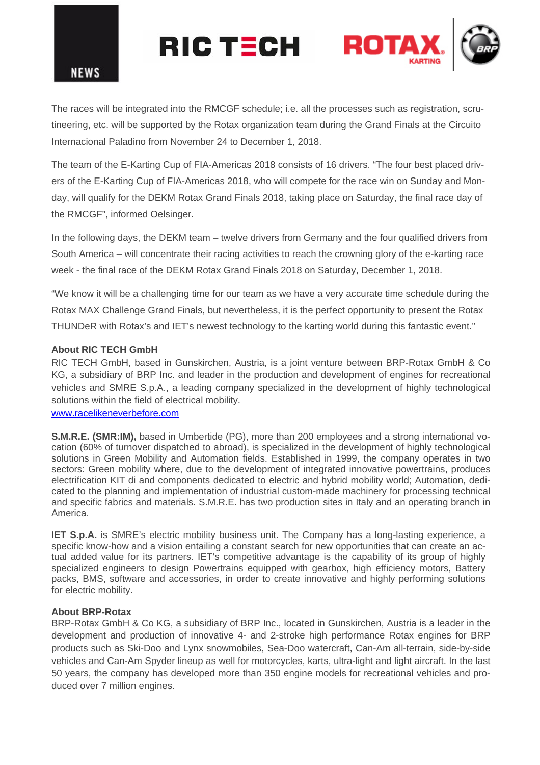The races will be integrated into the RMCGF schedule; i.e. all the processes such as registration, scrutineering, etc. will be supported by the Rotax organization team during the Grand Finals at the Circuito Internacional Paladino from November 24 to December 1, 2018.

The team of the E-Karting Cup of FIA-Americas 2018 consists of 16 drivers. "The four best placed drivers of the E-Karting Cup of FIA-Americas 2018, who will compete for the race win on Sunday and Monday, will qualify for the DEKM Rotax Grand Finals 2018, taking place on Saturday, the final race day of the RMCGF", informed Oelsinger.

In the following days, the DEKM team – twelve drivers from Germany and the four qualified drivers from South America – will concentrate their racing activities to reach the crowning glory of the e-karting race week - the final race of the DEKM Rotax Grand Finals 2018 on Saturday, December 1, 2018.

"We know it will be a challenging time for our team as we have a very accurate time schedule during the Rotax MAX Challenge Grand Finals, but nevertheless, it is the perfect opportunity to present the Rotax THUNDeR with Rotax's and IET's newest technology to the karting world during this fantastic event."

**About RIC TECH GmbH**
RIC TECH GmbH, based in Gunskirchen, Austria, is a joint venture between BRP-Rotax GmbH & Co KG, a subsidiary of BRP Inc. and leader in the production and development of engines for recreational vehicles and SMRE S.p.A., a leading company specialized in the development of highly technological solutions within the field of electrical mobility.
[www.racelikeneverbefore.com](http://www.racelikeneverbefore.com)

**S.M.R.E. (SMR:IM),** based in Umbertide (PG), more than 200 employees and a strong international vocation (60% of turnover dispatched to abroad), is specialized in the development of highly technological solutions in Green Mobility and Automation fields. Established in 1999, the company operates in two sectors: Green mobility where, due to the development of integrated innovative powertrains, produces electrification KIT di and components dedicated to electric and hybrid mobility world; Automation, dedicated to the planning and implementation of industrial custom-made machinery for processing technical and specific fabrics and materials. S.M.R.E. has two production sites in Italy and an operating branch in America.

**IET S.p.A.** is SMRE's electric mobility business unit. The Company has a long-lasting experience, a specific know-how and a vision entailing a constant search for new opportunities that can create an actual added value for its partners. IET's competitive advantage is the capability of its group of highly specialized engineers to design Powertrains equipped with gearbox, high efficiency motors, Battery packs, BMS, software and accessories, in order to create innovative and highly performing solutions for electric mobility.

**About BRP-Rotax**
BRP-Rotax GmbH & Co KG, a subsidiary of BRP Inc., located in Gunskirchen, Austria is a leader in the development and production of innovative 4- and 2-stroke high performance Rotax engines for BRP products such as Ski-Doo and Lynx snowmobiles, Sea-Doo watercraft, Can-Am all-terrain, side-by-side vehicles and Can-Am Spyder lineup as well for motorcycles, karts, ultra-light and light aircraft. In the last 50 years, the company has developed more than 350 engine models for recreational vehicles and produced over 7 million engines.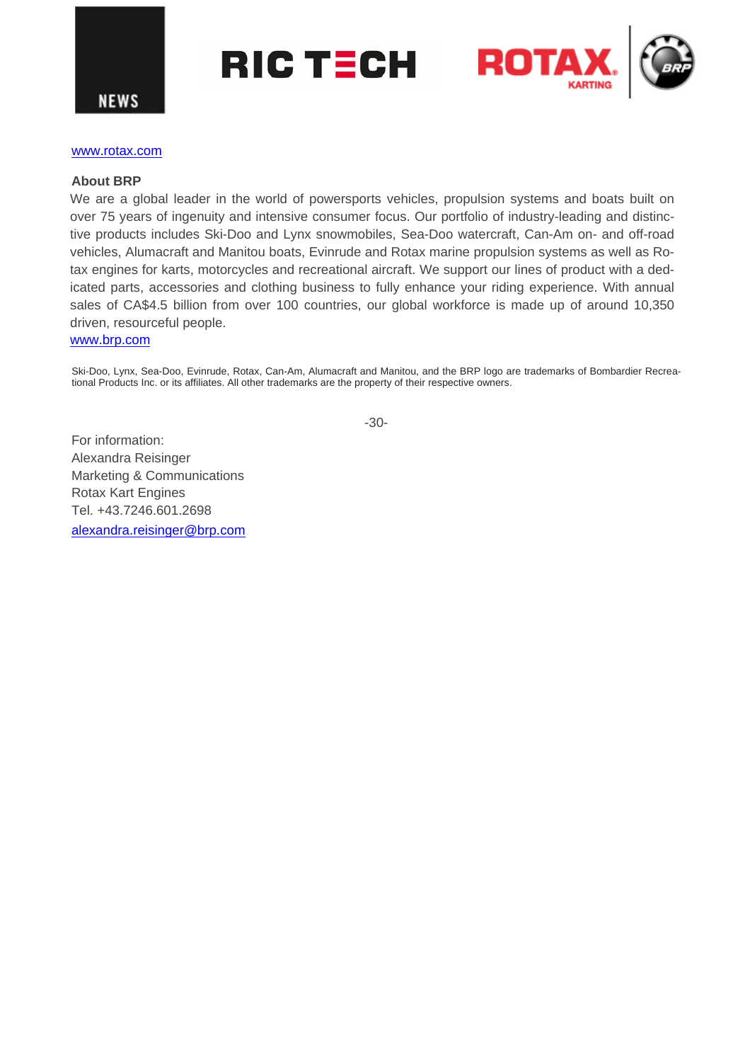www.rotax.com

**About BRP**

We are a global leader in the world of powersports vehicles, propulsion systems and boats built on over 75 years of ingenuity and intensive consumer focus. Our portfolio of industry-leading and distinctive products includes Ski-Doo and Lynx snowmobiles, Sea-Doo watercraft, Can-Am on- and off-road vehicles, Alumacraft and Manitou boats, Evinrude and Rotax marine propulsion systems as well as Rotax engines for karts, motorcycles and recreational aircraft. We support our lines of product with a dedicated parts, accessories and clothing business to fully enhance your riding experience. With annual sales of CA$4.5 billion from over 100 countries, our global workforce is made up of around 10,350 driven, resourceful people.

www.brp.com

Ski-Doo, Lynx, Sea-Doo, Evinrude, Rotax, Can-Am, Alumacraft and Manitou, and the BRP logo are trademarks of Bombardier Recreational Products Inc. or its affiliates. All other trademarks are the property of their respective owners.

-30-

For information:
Alexandra Reisinger
Marketing & Communications
Rotax Kart Engines
Tel. +43.7246.601.2698
alexandra.reisinger@brp.com